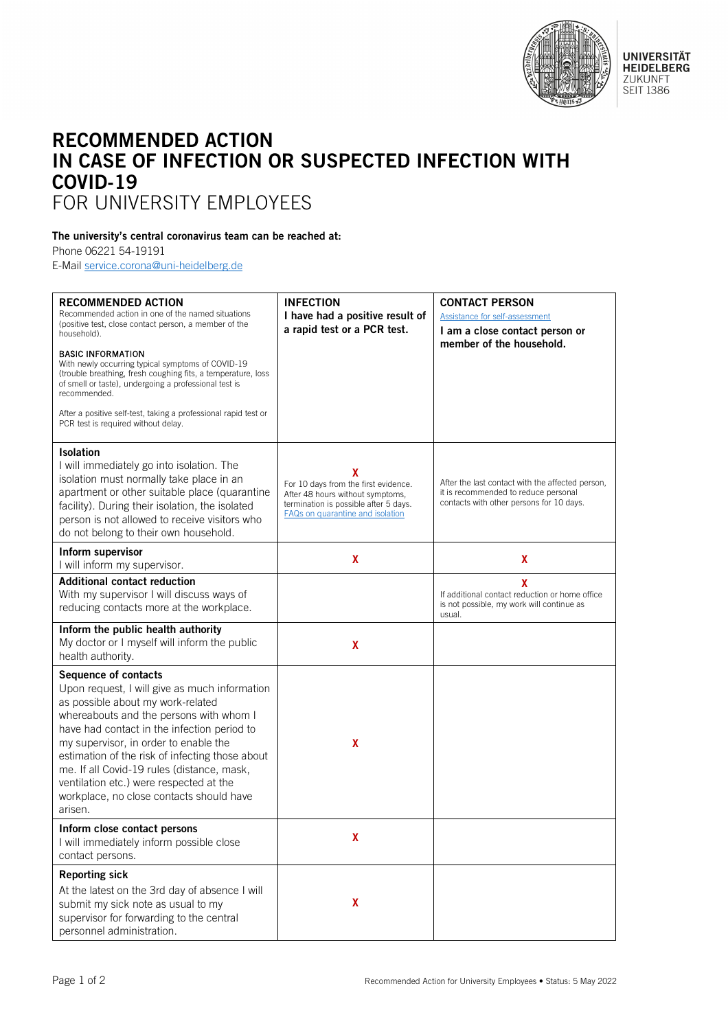# RECOMMENDED ACTION IN CASE OF INFECTION OR SUSPECTED INFECTION WITH COVID-19

## FOR UNIVERSITY EMPLOYEES

**The university's central coronavirus team can be reached at:**

Phone 06221 54-19191

E-Mail service.corona@uni-heidelberg.de

| **RECOMMENDED ACTION**<br>Recommended action in one of the named situations (positive test, close contact person, a member of the household).<br><br>**BASIC INFORMATION**<br>With newly occurring typical symptoms of COVID-19 (trouble breathing, fresh coughing fits, a temperature, loss of smell or taste), undergoing a professional test is recommended.<br><br>After a positive self-test, taking a professional rapid test or PCR test is required without delay. | **INFECTION**<br>**I have had a positive result of a rapid test or a PCR test.** | **CONTACT PERSON**<br>Assistance for self-assessment<br>**I am a close contact person or member of the household.** |
|---|---|---|
| **Isolation**<br>I will immediately go into isolation. The isolation must normally take place in an apartment or other suitable place (quarantine facility). During their isolation, the isolated person is not allowed to receive visitors who do not belong to their own household. | **X**<br>For 10 days from the first evidence. After 48 hours without symptoms, termination is possible after 5 days.<br>FAQs on quarantine and isolation | After the last contact with the affected person, it is recommended to reduce personal contacts with other persons for 10 days. |
| **Inform supervisor**<br>I will inform my supervisor. | **X** | **X** |
| **Additional contact reduction**<br>With my supervisor I will discuss ways of reducing contacts more at the workplace. | | **X**<br>If additional contact reduction or home office is not possible, my work will continue as usual. |
| **Inform the public health authority**<br>My doctor or I myself will inform the public health authority. | **X** | |
| **Sequence of contacts**<br>Upon request, I will give as much information as possible about my work-related whereabouts and the persons with whom I have had contact in the infection period to my supervisor, in order to enable the estimation of the risk of infecting those about me. If all Covid-19 rules (distance, mask, ventilation etc.) were respected at the workplace, no close contacts should have arisen. | **X** | |
| **Inform close contact persons**<br>I will immediately inform possible close contact persons. | **X** | |
| **Reporting sick**<br>At the latest on the 3rd day of absence I will submit my sick note as usual to my supervisor for forwarding to the central personnel administration. | **X** | |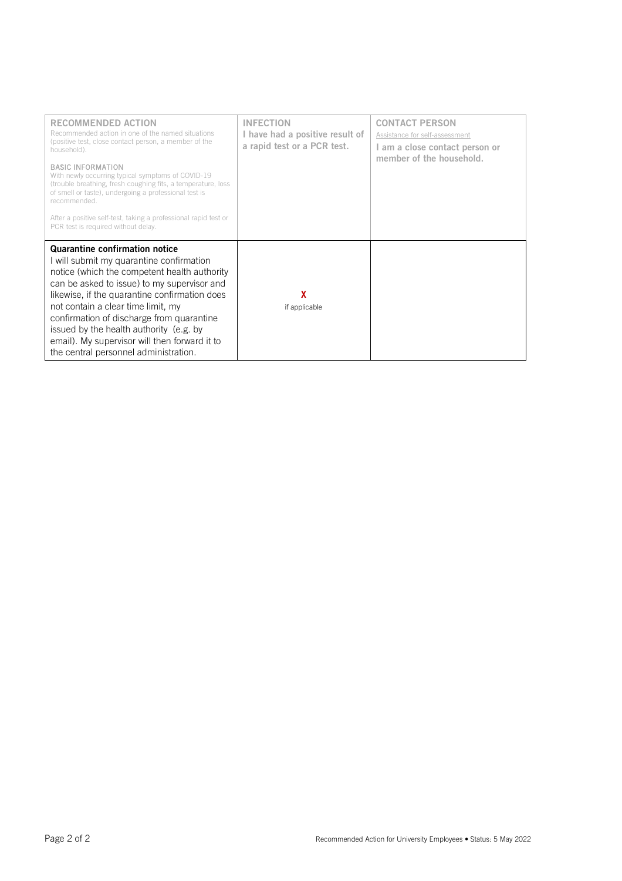| RECOMMENDED ACTION<br>Recommended action in one of the named situations (positive test, close contact person, a member of the household).<br><br>BASIC INFORMATION<br>With newly occurring typical symptoms of COVID-19 (trouble breathing, fresh coughing fits, a temperature, loss of smell or taste), undergoing a professional test is recommended.<br><br>After a positive self-test, taking a professional rapid test or PCR test is required without delay. | INFECTION<br>I have had a positive result of a rapid test or a PCR test. | CONTACT PERSON<br>Assistance for self-assessment<br>I am a close contact person or member of the household. |
|---|---|---|
| **Quarantine confirmation notice**<br>I will submit my quarantine confirmation notice (which the competent health authority can be asked to issue) to my supervisor and likewise, if the quarantine confirmation does not contain a clear time limit, my confirmation of discharge from quarantine issued by the health authority (e.g. by email). My supervisor will then forward it to the central personnel administration. | X<br>if applicable | |